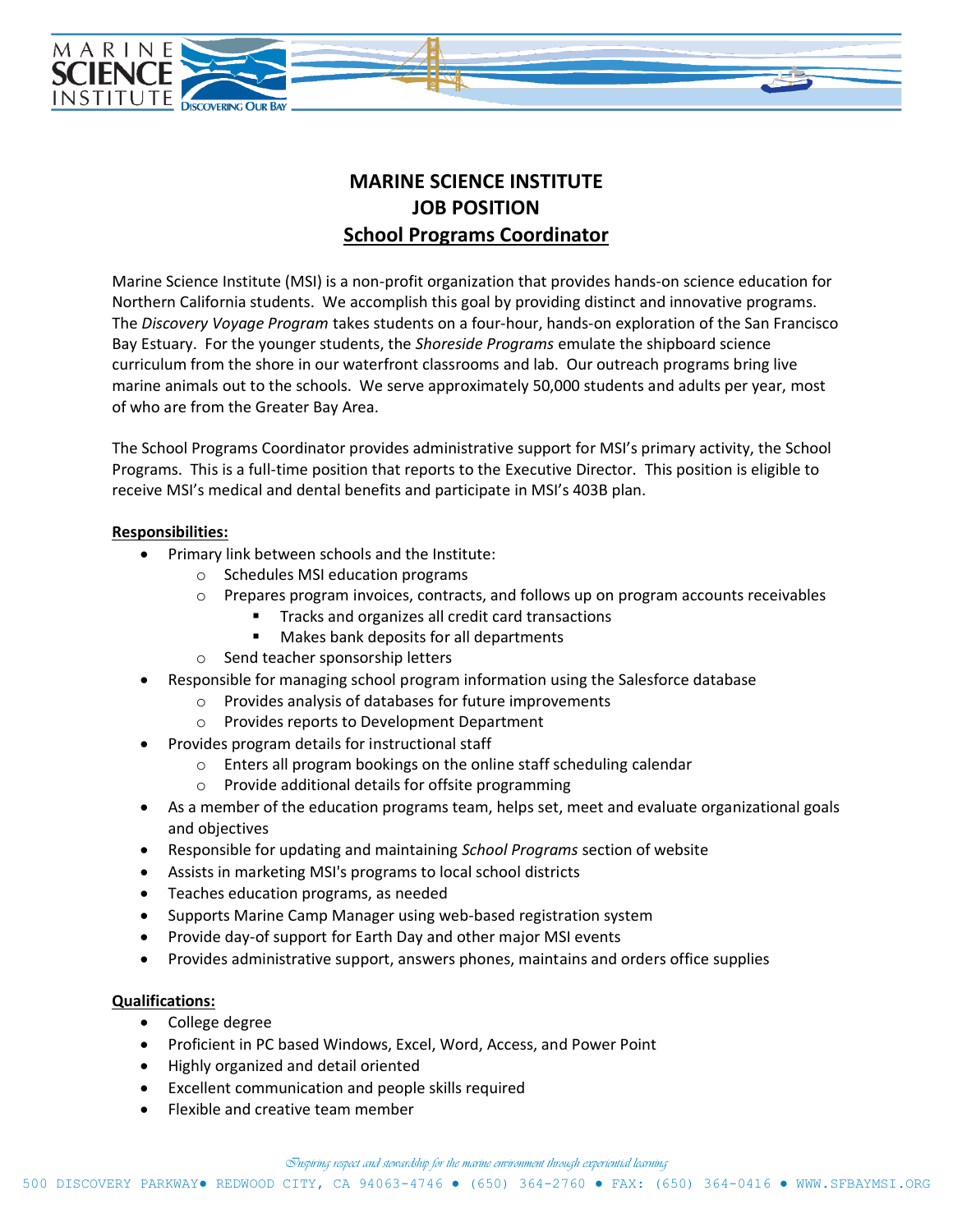# MARINE SCIENCE INSTITUTE
## JOB POSITION
## School Programs Coordinator

Marine Science Institute (MSI) is a non-profit organization that provides hands-on science education for Northern California students. We accomplish this goal by providing distinct and innovative programs. The *Discovery Voyage Program* takes students on a four-hour, hands-on exploration of the San Francisco Bay Estuary. For the younger students, the *Shoreside Programs* emulate the shipboard science curriculum from the shore in our waterfront classrooms and lab. Our outreach programs bring live marine animals out to the schools. We serve approximately 50,000 students and adults per year, most of who are from the Greater Bay Area.

The School Programs Coordinator provides administrative support for MSI's primary activity, the School Programs. This is a full-time position that reports to the Executive Director. This position is eligible to receive MSI's medical and dental benefits and participate in MSI's 403B plan.

**Responsibilities:**

- Primary link between schools and the Institute:
  - Schedules MSI education programs
  - Prepares program invoices, contracts, and follows up on program accounts receivables
    - Tracks and organizes all credit card transactions
    - Makes bank deposits for all departments
  - Send teacher sponsorship letters
- Responsible for managing school program information using the Salesforce database
  - Provides analysis of databases for future improvements
  - Provides reports to Development Department
- Provides program details for instructional staff
  - Enters all program bookings on the online staff scheduling calendar
  - Provide additional details for offsite programming
- As a member of the education programs team, helps set, meet and evaluate organizational goals and objectives
- Responsible for updating and maintaining *School Programs* section of website
- Assists in marketing MSI's programs to local school districts
- Teaches education programs, as needed
- Supports Marine Camp Manager using web-based registration system
- Provide day-of support for Earth Day and other major MSI events
- Provides administrative support, answers phones, maintains and orders office supplies

**Qualifications:**

- College degree
- Proficient in PC based Windows, Excel, Word, Access, and Power Point
- Highly organized and detail oriented
- Excellent communication and people skills required
- Flexible and creative team member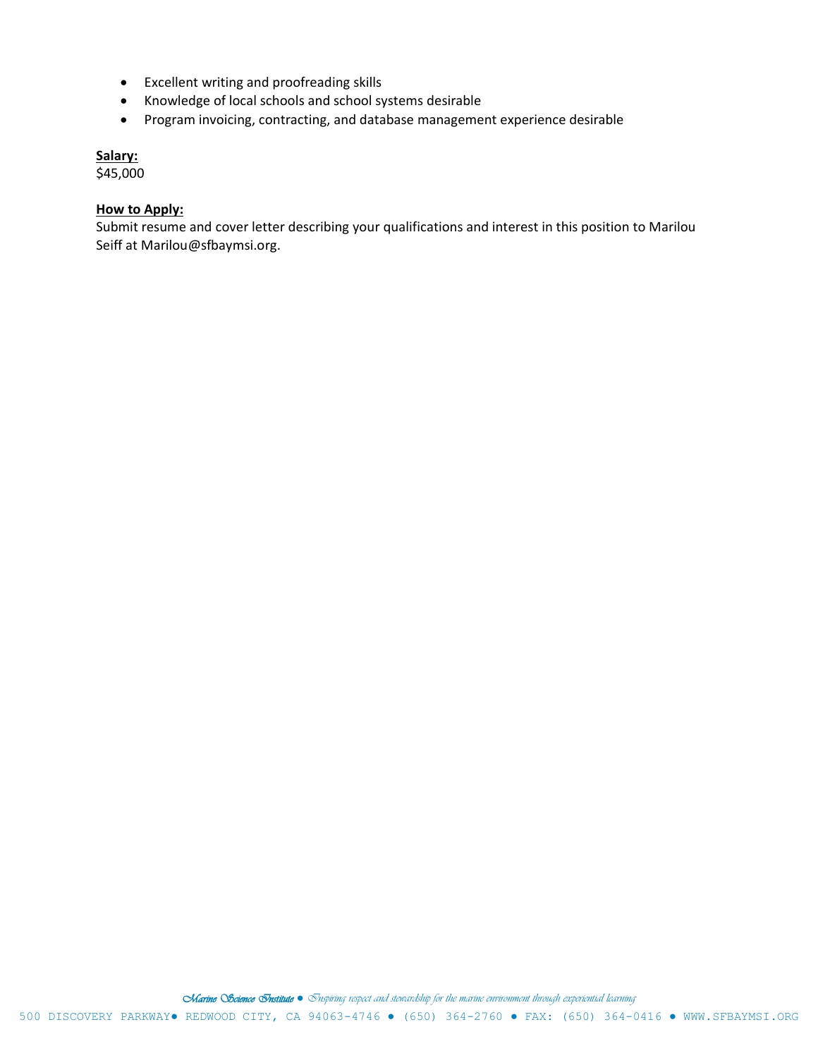- Excellent writing and proofreading skills
- Knowledge of local schools and school systems desirable
- Program invoicing, contracting, and database management experience desirable

**Salary:**
$45,000

**How to Apply:**
Submit resume and cover letter describing your qualifications and interest in this position to Marilou Seiff at Marilou@sfbaymsi.org.